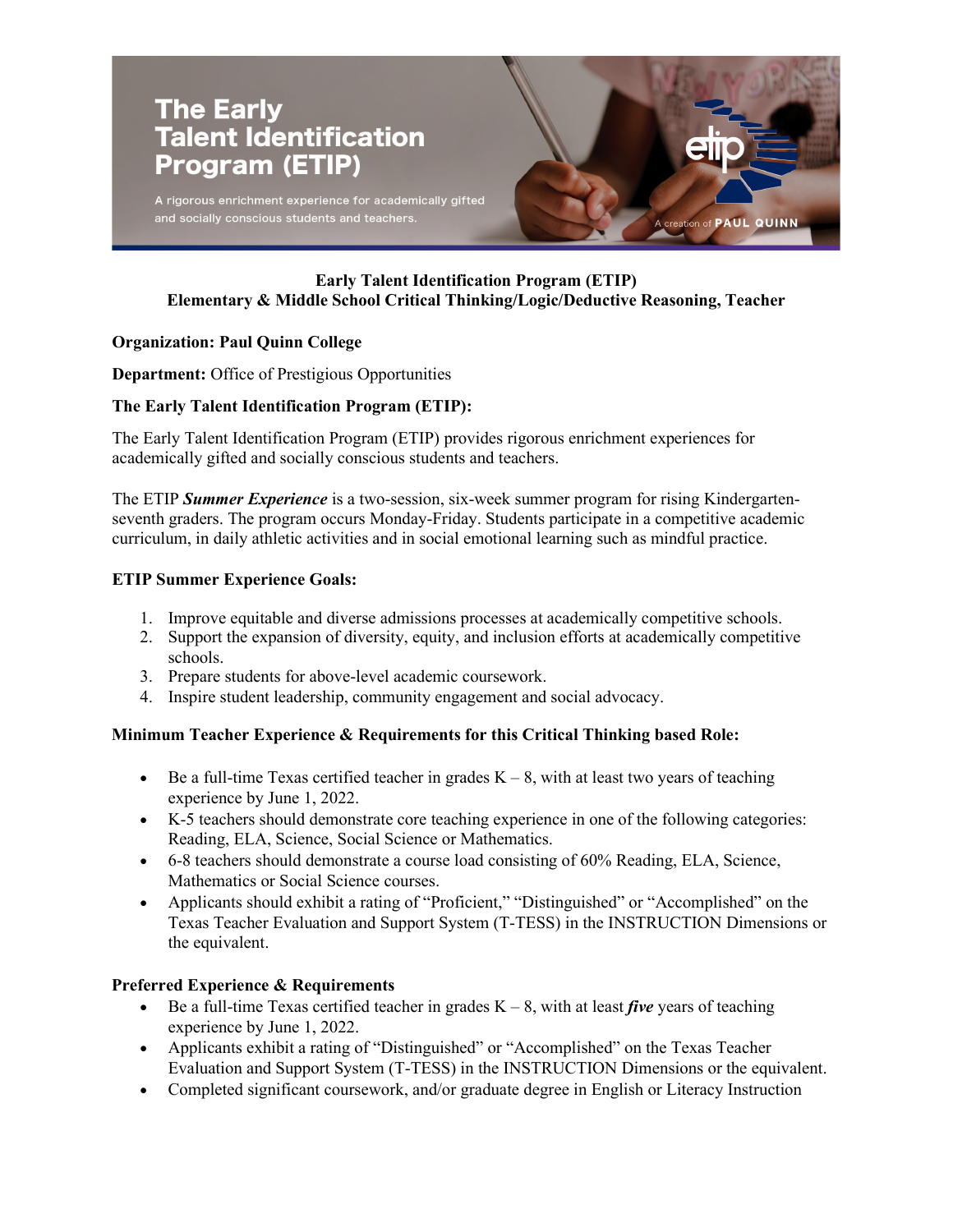# The Early Talent Identification Program (ETIP)

A rigorous enrichment experience for academically gifted and socially conscious students and teachers.

A creation of PAUL QUINN

**Early Talent Identification Program (ETIP)**
**Elementary & Middle School Critical Thinking/Logic/Deductive Reasoning, Teacher**

**Organization: Paul Quinn College**

**Department:** Office of Prestigious Opportunities

**The Early Talent Identification Program (ETIP):**

The Early Talent Identification Program (ETIP) provides rigorous enrichment experiences for academically gifted and socially conscious students and teachers.

The ETIP ***Summer Experience*** is a two-session, six-week summer program for rising Kindergarten-seventh graders. The program occurs Monday-Friday. Students participate in a competitive academic curriculum, in daily athletic activities and in social emotional learning such as mindful practice.

**ETIP Summer Experience Goals:**

1. Improve equitable and diverse admissions processes at academically competitive schools.
2. Support the expansion of diversity, equity, and inclusion efforts at academically competitive schools.
3. Prepare students for above-level academic coursework.
4. Inspire student leadership, community engagement and social advocacy.

**Minimum Teacher Experience & Requirements for this Critical Thinking based Role:**

- Be a full-time Texas certified teacher in grades K – 8, with at least two years of teaching experience by June 1, 2022.
- K-5 teachers should demonstrate core teaching experience in one of the following categories: Reading, ELA, Science, Social Science or Mathematics.
- 6-8 teachers should demonstrate a course load consisting of 60% Reading, ELA, Science, Mathematics or Social Science courses.
- Applicants should exhibit a rating of "Proficient," "Distinguished" or "Accomplished" on the Texas Teacher Evaluation and Support System (T-TESS) in the INSTRUCTION Dimensions or the equivalent.

**Preferred Experience & Requirements**

- Be a full-time Texas certified teacher in grades K – 8, with at least ***five*** years of teaching experience by June 1, 2022.
- Applicants exhibit a rating of "Distinguished" or "Accomplished" on the Texas Teacher Evaluation and Support System (T-TESS) in the INSTRUCTION Dimensions or the equivalent.
- Completed significant coursework, and/or graduate degree in English or Literacy Instruction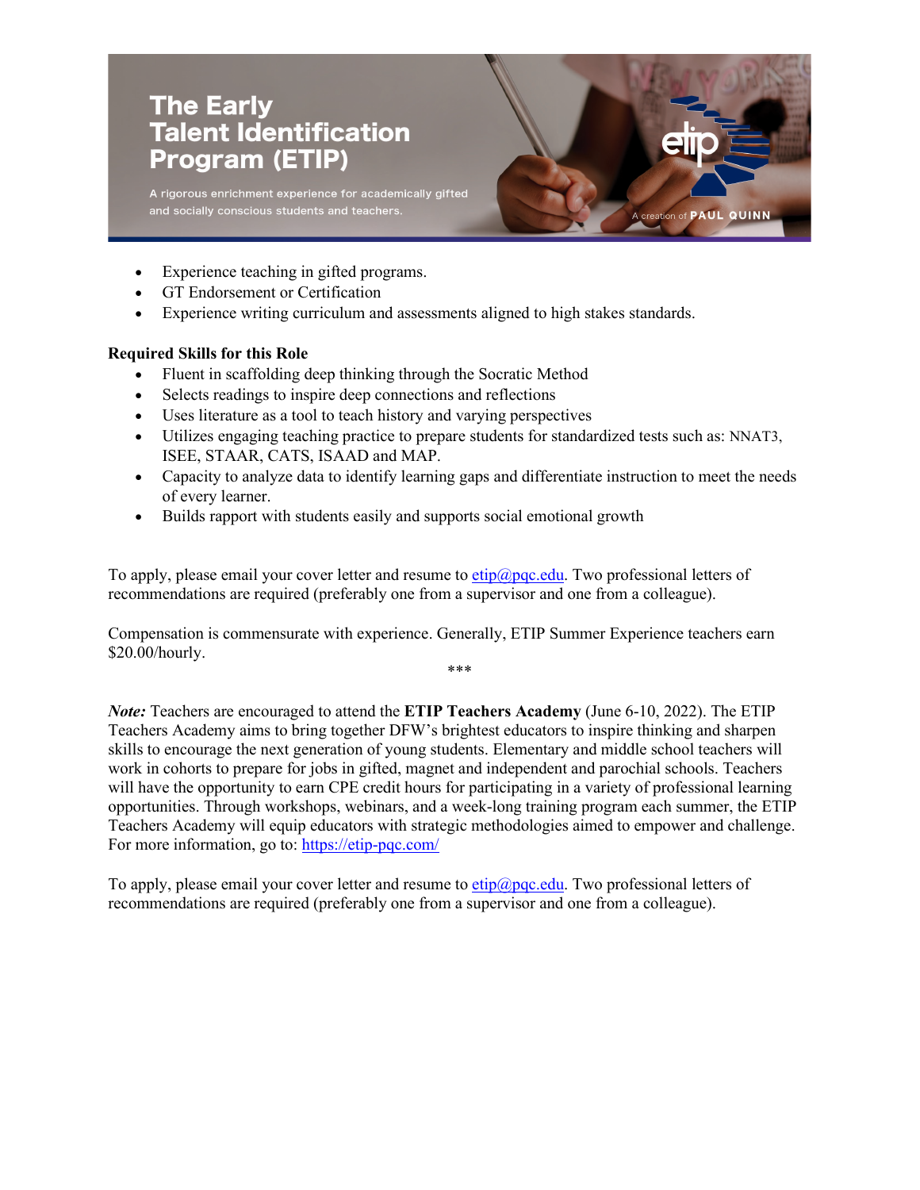# The Early Talent Identification Program (ETIP)

A rigorous enrichment experience for academically gifted and socially conscious students and teachers.

A creation of **PAUL QUINN**

- Experience teaching in gifted programs.
- GT Endorsement or Certification
- Experience writing curriculum and assessments aligned to high stakes standards.

**Required Skills for this Role**

- Fluent in scaffolding deep thinking through the Socratic Method
- Selects readings to inspire deep connections and reflections
- Uses literature as a tool to teach history and varying perspectives
- Utilizes engaging teaching practice to prepare students for standardized tests such as: NNAT3, ISEE, STAAR, CATS, ISAAD and MAP.
- Capacity to analyze data to identify learning gaps and differentiate instruction to meet the needs of every learner.
- Builds rapport with students easily and supports social emotional growth

To apply, please email your cover letter and resume to etip@pqc.edu. Two professional letters of recommendations are required (preferably one from a supervisor and one from a colleague).

Compensation is commensurate with experience. Generally, ETIP Summer Experience teachers earn $20.00/hourly.

***

***Note:*** Teachers are encouraged to attend the **ETIP Teachers Academy** (June 6-10, 2022). The ETIP Teachers Academy aims to bring together DFW's brightest educators to inspire thinking and sharpen skills to encourage the next generation of young students. Elementary and middle school teachers will work in cohorts to prepare for jobs in gifted, magnet and independent and parochial schools. Teachers will have the opportunity to earn CPE credit hours for participating in a variety of professional learning opportunities. Through workshops, webinars, and a week-long training program each summer, the ETIP Teachers Academy will equip educators with strategic methodologies aimed to empower and challenge. For more information, go to: https://etip-pqc.com/

To apply, please email your cover letter and resume to etip@pqc.edu. Two professional letters of recommendations are required (preferably one from a supervisor and one from a colleague).